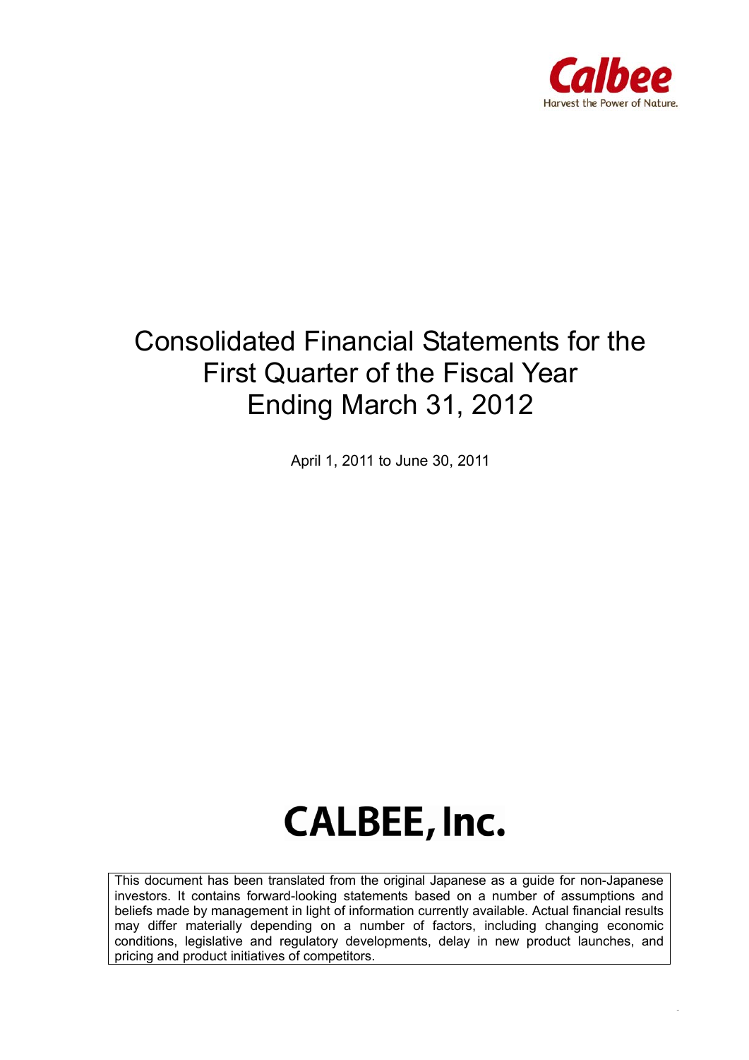Calbee

Harvest the Power of Nature.

# Consolidated Financial Statements for the First Quarter of the Fiscal Year Ending March 31, 2012

April 1, 2011 to June 30, 2011

# CALBEE, Inc.

This document has been translated from the original Japanese as a guide for non-Japanese investors. It contains forward-looking statements based on a number of assumptions and beliefs made by management in light of information currently available. Actual financial results may differ materially depending on a number of factors, including changing economic conditions, legislative and regulatory developments, delay in new product launches, and pricing and product initiatives of competitors.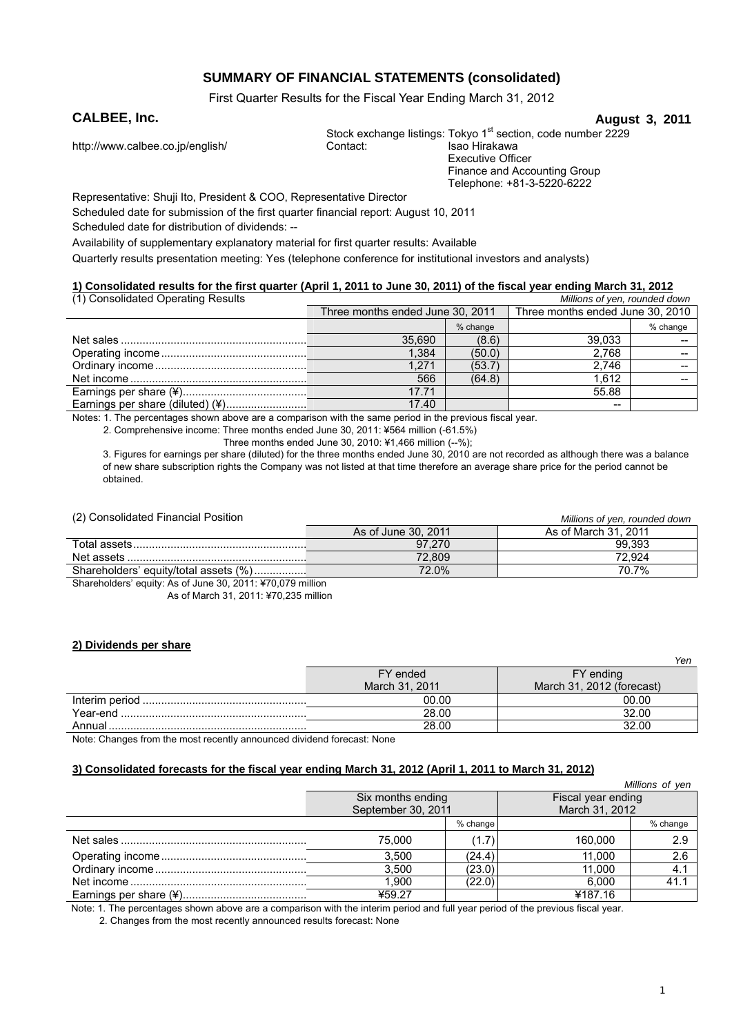# SUMMARY OF FINANCIAL STATEMENTS (consolidated)

First Quarter Results for the Fiscal Year Ending March 31, 2012

**CALBEE, Inc.**

**August 3, 2011**

http://www.calbee.co.jp/english/

Stock exchange listings: Tokyo 1st section, code number 2229
Contact: Isao Hirakawa
Executive Officer
Finance and Accounting Group
Telephone: +81-3-5220-6222

Representative: Shuji Ito, President & COO, Representative Director

Scheduled date for submission of the first quarter financial report: August 10, 2011

Scheduled date for distribution of dividends: --

Availability of supplementary explanatory material for first quarter results: Available

Quarterly results presentation meeting: Yes (telephone conference for institutional investors and analysts)

## 1) Consolidated results for the first quarter (April 1, 2011 to June 30, 2011) of the fiscal year ending March 31, 2012

(1) Consolidated Operating Results

*Millions of yen, rounded down*

| | Three months ended June 30, 2011 | | Three months ended June 30, 2010 | |
|---|---|---|---|---|
| | | % change | | % change |
| Net sales | 35,690 | (8.6) | 39,033 | -- |
| Operating income | 1,384 | (50.0) | 2,768 | -- |
| Ordinary income | 1,271 | (53.7) | 2,746 | -- |
| Net income | 566 | (64.8) | 1,612 | -- |
| Earnings per share (¥) | 17.71 | | 55.88 | |
| Earnings per share (diluted) (¥) | 17.40 | | -- | |

Notes: 1. The percentages shown above are a comparison with the same period in the previous fiscal year.

2. Comprehensive income: Three months ended June 30, 2011: ¥564 million (-61.5%)
Three months ended June 30, 2010: ¥1,466 million (--%);

3. Figures for earnings per share (diluted) for the three months ended June 30, 2010 are not recorded as although there was a balance of new share subscription rights the Company was not listed at that time therefore an average share price for the period cannot be obtained.

(2) Consolidated Financial Position

*Millions of yen, rounded down*

| | As of June 30, 2011 | As of March 31, 2011 |
|---|---|---|
| Total assets | 97,270 | 99,393 |
| Net assets | 72,809 | 72,924 |
| Shareholders' equity/total assets (%) | 72.0% | 70.7% |

Shareholders' equity: As of June 30, 2011: ¥70,079 million
As of March 31, 2011: ¥70,235 million

## 2) Dividends per share

*Yen*

| | FY ended March 31, 2011 | FY ending March 31, 2012 (forecast) |
|---|---|---|
| Interim period | 00.00 | 00.00 |
| Year-end | 28.00 | 32.00 |
| Annual | 28.00 | 32.00 |

Note: Changes from the most recently announced dividend forecast: None

## 3) Consolidated forecasts for the fiscal year ending March 31, 2012 (April 1, 2011 to March 31, 2012)

*Millions of yen*

| | Six months ending September 30, 2011 | | Fiscal year ending March 31, 2012 | |
|---|---|---|---|---|
| | | % change | | % change |
| Net sales | 75,000 | (1.7) | 160,000 | 2.9 |
| Operating income | 3,500 | (24.4) | 11,000 | 2.6 |
| Ordinary income | 3,500 | (23.0) | 11,000 | 4.1 |
| Net income | 1,900 | (22.0) | 6,000 | 41.1 |
| Earnings per share (¥) | ¥59.27 | | ¥187.16 | |

Note: 1. The percentages shown above are a comparison with the interim period and full year period of the previous fiscal year.

2. Changes from the most recently announced results forecast: None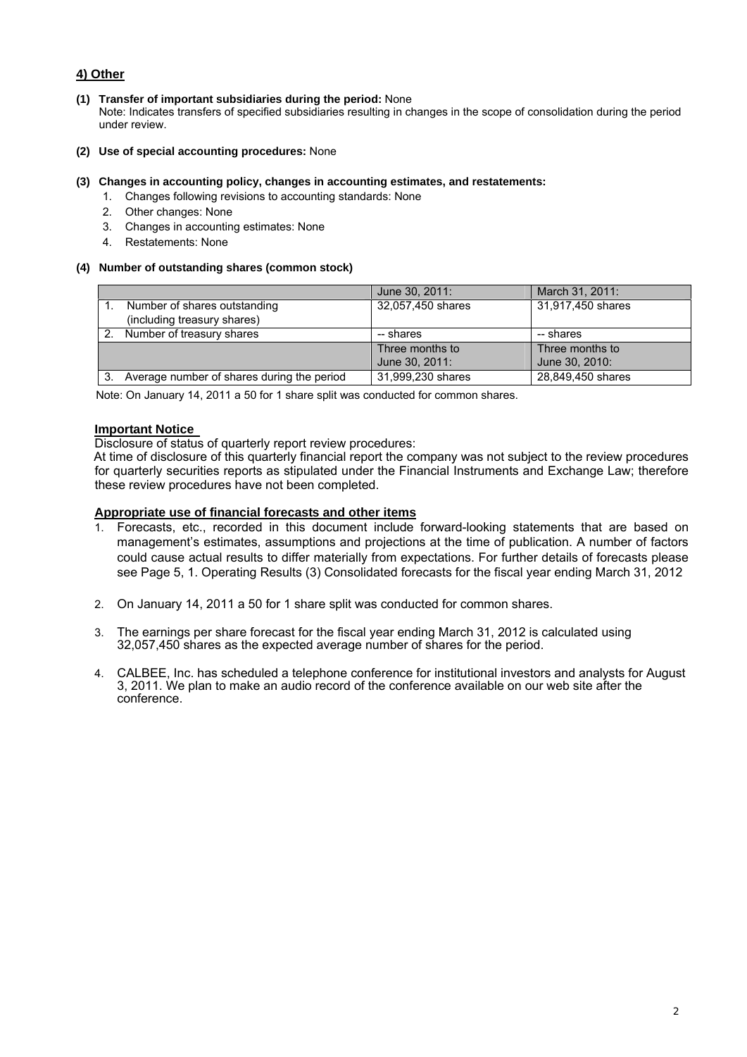## 4) Other

**(1) Transfer of important subsidiaries during the period:** None
Note: Indicates transfers of specified subsidiaries resulting in changes in the scope of consolidation during the period under review.

**(2) Use of special accounting procedures:** None

**(3) Changes in accounting policy, changes in accounting estimates, and restatements:**

1. Changes following revisions to accounting standards: None
2. Other changes: None
3. Changes in accounting estimates: None
4. Restatements: None

**(4) Number of outstanding shares (common stock)**

| | June 30, 2011: | March 31, 2011: |
|---|---|---|
| 1. Number of shares outstanding (including treasury shares) | 32,057,450 shares | 31,917,450 shares |
| 2. Number of treasury shares | -- shares | -- shares |
| | Three months to June 30, 2011: | Three months to June 30, 2010: |
| 3. Average number of shares during the period | 31,999,230 shares | 28,849,450 shares |

Note: On January 14, 2011 a 50 for 1 share split was conducted for common shares.

**Important Notice**

Disclosure of status of quarterly report review procedures:
At time of disclosure of this quarterly financial report the company was not subject to the review procedures for quarterly securities reports as stipulated under the Financial Instruments and Exchange Law; therefore these review procedures have not been completed.

**Appropriate use of financial forecasts and other items**

1. Forecasts, etc., recorded in this document include forward-looking statements that are based on management's estimates, assumptions and projections at the time of publication. A number of factors could cause actual results to differ materially from expectations. For further details of forecasts please see Page 5, 1. Operating Results (3) Consolidated forecasts for the fiscal year ending March 31, 2012

2. On January 14, 2011 a 50 for 1 share split was conducted for common shares.

3. The earnings per share forecast for the fiscal year ending March 31, 2012 is calculated using 32,057,450 shares as the expected average number of shares for the period.

4. CALBEE, Inc. has scheduled a telephone conference for institutional investors and analysts for August 3, 2011. We plan to make an audio record of the conference available on our web site after the conference.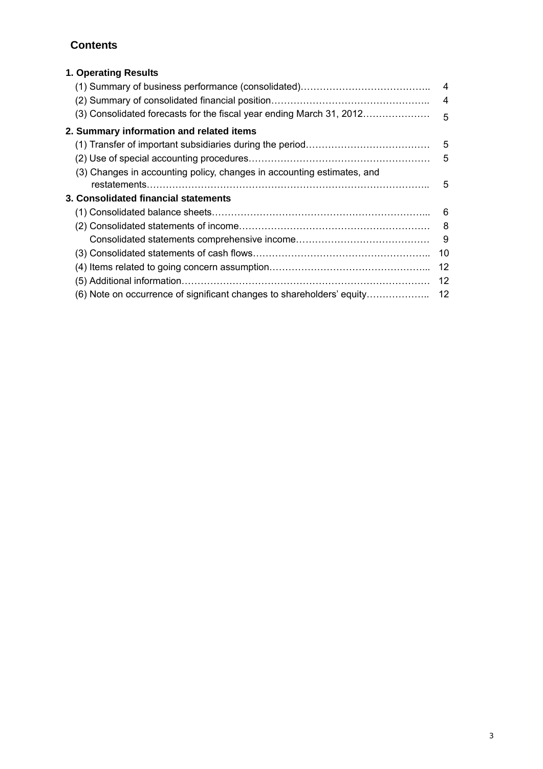## Contents

### 1. Operating Results

| | |
|---|---|
| (1) Summary of business performance (consolidated)………………………………….. | 4 |
| (2) Summary of consolidated financial position………………………………………….. | 4 |
| (3) Consolidated forecasts for the fiscal year ending March 31, 2012………………… | 5 |

### 2. Summary information and related items

| | |
|---|---|
| (1) Transfer of important subsidiaries during the period………………………………… | 5 |
| (2) Use of special accounting procedures………………………………………………… | 5 |
| (3) Changes in accounting policy, changes in accounting estimates, and restatements……………………………………………………………………………….. | 5 |

### 3. Consolidated financial statements

| | |
|---|---|
| (1) Consolidated balance sheets…………………………………………………………... | 6 |
| (2) Consolidated statements of income…………………………………………………… | 8 |
| Consolidated statements comprehensive income…………………………………… | 9 |
| (3) Consolidated statements of cash flows……………………………………………….. | 10 |
| (4) Items related to going concern assumption…………………………………………... | 12 |
| (5) Additional information………………………………………………………………… | 12 |
| (6) Note on occurrence of significant changes to shareholders' equity……………….. | 12 |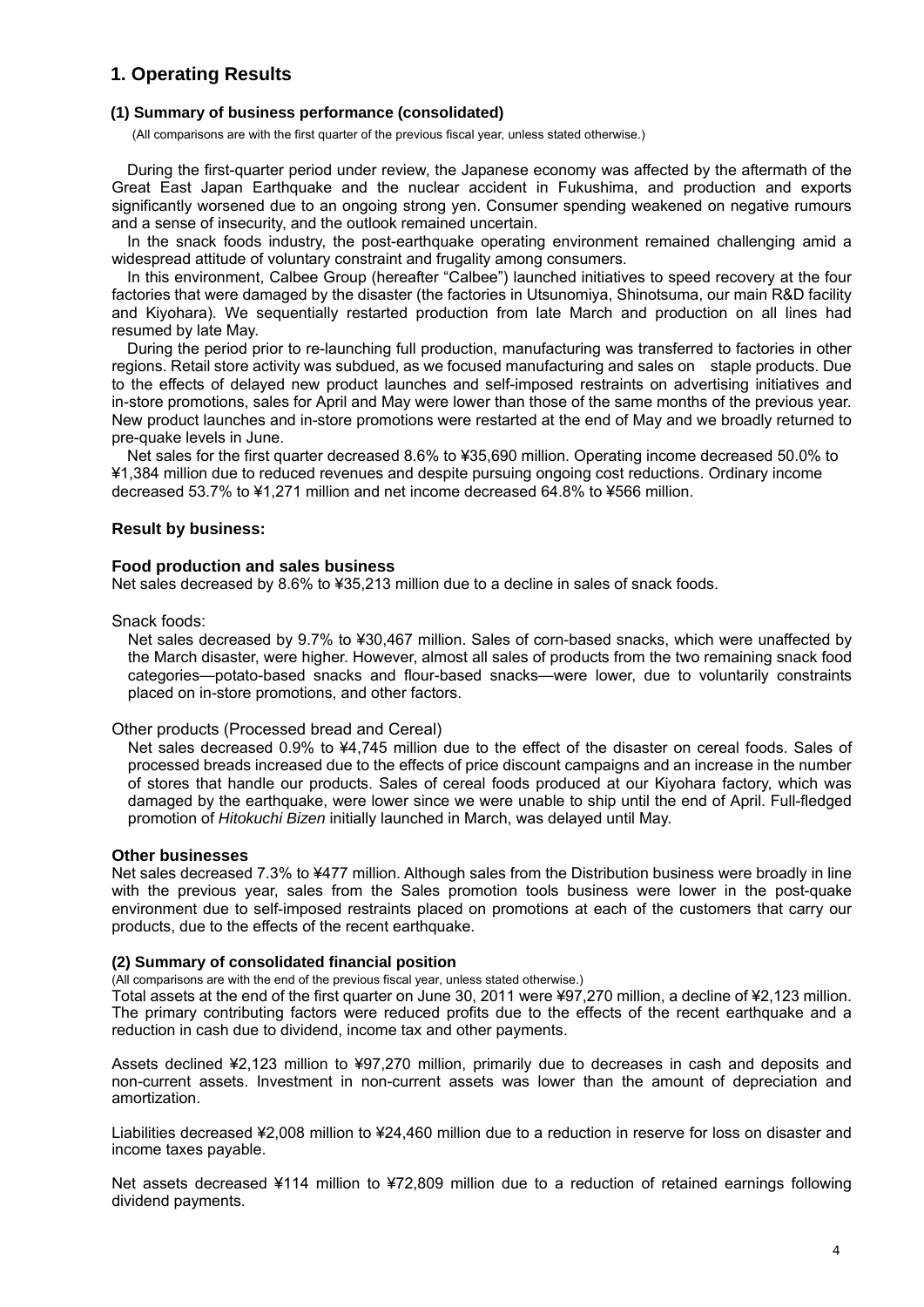## 1. Operating Results

### (1) Summary of business performance (consolidated)

(All comparisons are with the first quarter of the previous fiscal year, unless stated otherwise.)

During the first-quarter period under review, the Japanese economy was affected by the aftermath of the Great East Japan Earthquake and the nuclear accident in Fukushima, and production and exports significantly worsened due to an ongoing strong yen. Consumer spending weakened on negative rumours and a sense of insecurity, and the outlook remained uncertain.

In the snack foods industry, the post-earthquake operating environment remained challenging amid a widespread attitude of voluntary constraint and frugality among consumers.

In this environment, Calbee Group (hereafter "Calbee") launched initiatives to speed recovery at the four factories that were damaged by the disaster (the factories in Utsunomiya, Shinotsuma, our main R&D facility and Kiyohara). We sequentially restarted production from late March and production on all lines had resumed by late May.

During the period prior to re-launching full production, manufacturing was transferred to factories in other regions. Retail store activity was subdued, as we focused manufacturing and sales on staple products. Due to the effects of delayed new product launches and self-imposed restraints on advertising initiatives and in-store promotions, sales for April and May were lower than those of the same months of the previous year. New product launches and in-store promotions were restarted at the end of May and we broadly returned to pre-quake levels in June.

Net sales for the first quarter decreased 8.6% to ¥35,690 million. Operating income decreased 50.0% to ¥1,384 million due to reduced revenues and despite pursuing ongoing cost reductions. Ordinary income decreased 53.7% to ¥1,271 million and net income decreased 64.8% to ¥566 million.

### Result by business:

**Food production and sales business**

Net sales decreased by 8.6% to ¥35,213 million due to a decline in sales of snack foods.

Snack foods:

Net sales decreased by 9.7% to ¥30,467 million. Sales of corn-based snacks, which were unaffected by the March disaster, were higher. However, almost all sales of products from the two remaining snack food categories—potato-based snacks and flour-based snacks—were lower, due to voluntarily constraints placed on in-store promotions, and other factors.

Other products (Processed bread and Cereal)

Net sales decreased 0.9% to ¥4,745 million due to the effect of the disaster on cereal foods. Sales of processed breads increased due to the effects of price discount campaigns and an increase in the number of stores that handle our products. Sales of cereal foods produced at our Kiyohara factory, which was damaged by the earthquake, were lower since we were unable to ship until the end of April. Full-fledged promotion of *Hitokuchi Bizen* initially launched in March, was delayed until May.

**Other businesses**

Net sales decreased 7.3% to ¥477 million. Although sales from the Distribution business were broadly in line with the previous year, sales from the Sales promotion tools business were lower in the post-quake environment due to self-imposed restraints placed on promotions at each of the customers that carry our products, due to the effects of the recent earthquake.

### (2) Summary of consolidated financial position

(All comparisons are with the end of the previous fiscal year, unless stated otherwise.)

Total assets at the end of the first quarter on June 30, 2011 were ¥97,270 million, a decline of ¥2,123 million. The primary contributing factors were reduced profits due to the effects of the recent earthquake and a reduction in cash due to dividend, income tax and other payments.

Assets declined ¥2,123 million to ¥97,270 million, primarily due to decreases in cash and deposits and non-current assets. Investment in non-current assets was lower than the amount of depreciation and amortization.

Liabilities decreased ¥2,008 million to ¥24,460 million due to a reduction in reserve for loss on disaster and income taxes payable.

Net assets decreased ¥114 million to ¥72,809 million due to a reduction of retained earnings following dividend payments.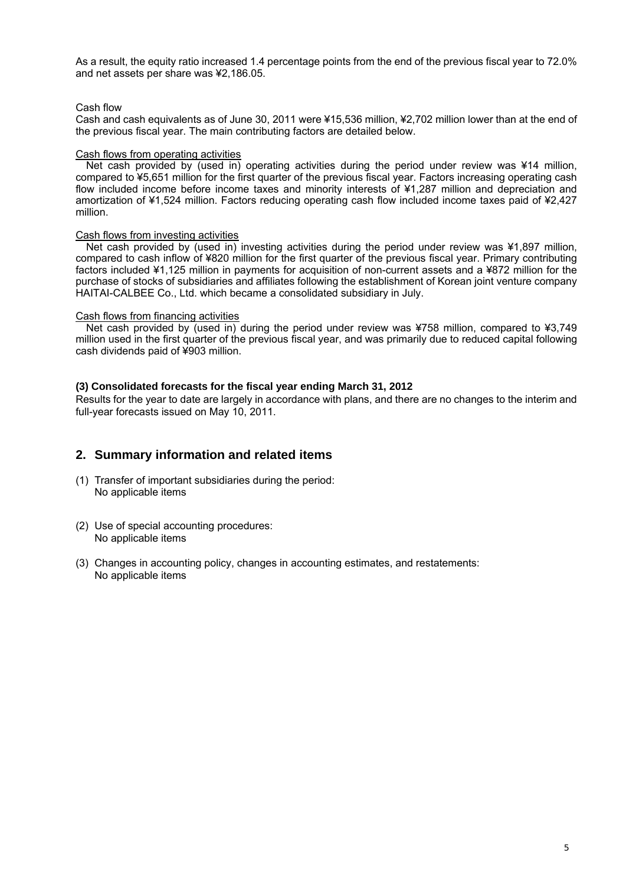As a result, the equity ratio increased 1.4 percentage points from the end of the previous fiscal year to 72.0% and net assets per share was ¥2,186.05.

Cash flow

Cash and cash equivalents as of June 30, 2011 were ¥15,536 million, ¥2,702 million lower than at the end of the previous fiscal year. The main contributing factors are detailed below.

Cash flows from operating activities

Net cash provided by (used in) operating activities during the period under review was ¥14 million, compared to ¥5,651 million for the first quarter of the previous fiscal year. Factors increasing operating cash flow included income before income taxes and minority interests of ¥1,287 million and depreciation and amortization of ¥1,524 million. Factors reducing operating cash flow included income taxes paid of ¥2,427 million.

Cash flows from investing activities

Net cash provided by (used in) investing activities during the period under review was ¥1,897 million, compared to cash inflow of ¥820 million for the first quarter of the previous fiscal year. Primary contributing factors included ¥1,125 million in payments for acquisition of non-current assets and a ¥872 million for the purchase of stocks of subsidiaries and affiliates following the establishment of Korean joint venture company HAITAI-CALBEE Co., Ltd. which became a consolidated subsidiary in July.

Cash flows from financing activities

Net cash provided by (used in) during the period under review was ¥758 million, compared to ¥3,749 million used in the first quarter of the previous fiscal year, and was primarily due to reduced capital following cash dividends paid of ¥903 million.

**(3) Consolidated forecasts for the fiscal year ending March 31, 2012**

Results for the year to date are largely in accordance with plans, and there are no changes to the interim and full-year forecasts issued on May 10, 2011.

## 2. Summary information and related items

(1) Transfer of important subsidiaries during the period:
No applicable items

(2) Use of special accounting procedures:
No applicable items

(3) Changes in accounting policy, changes in accounting estimates, and restatements:
No applicable items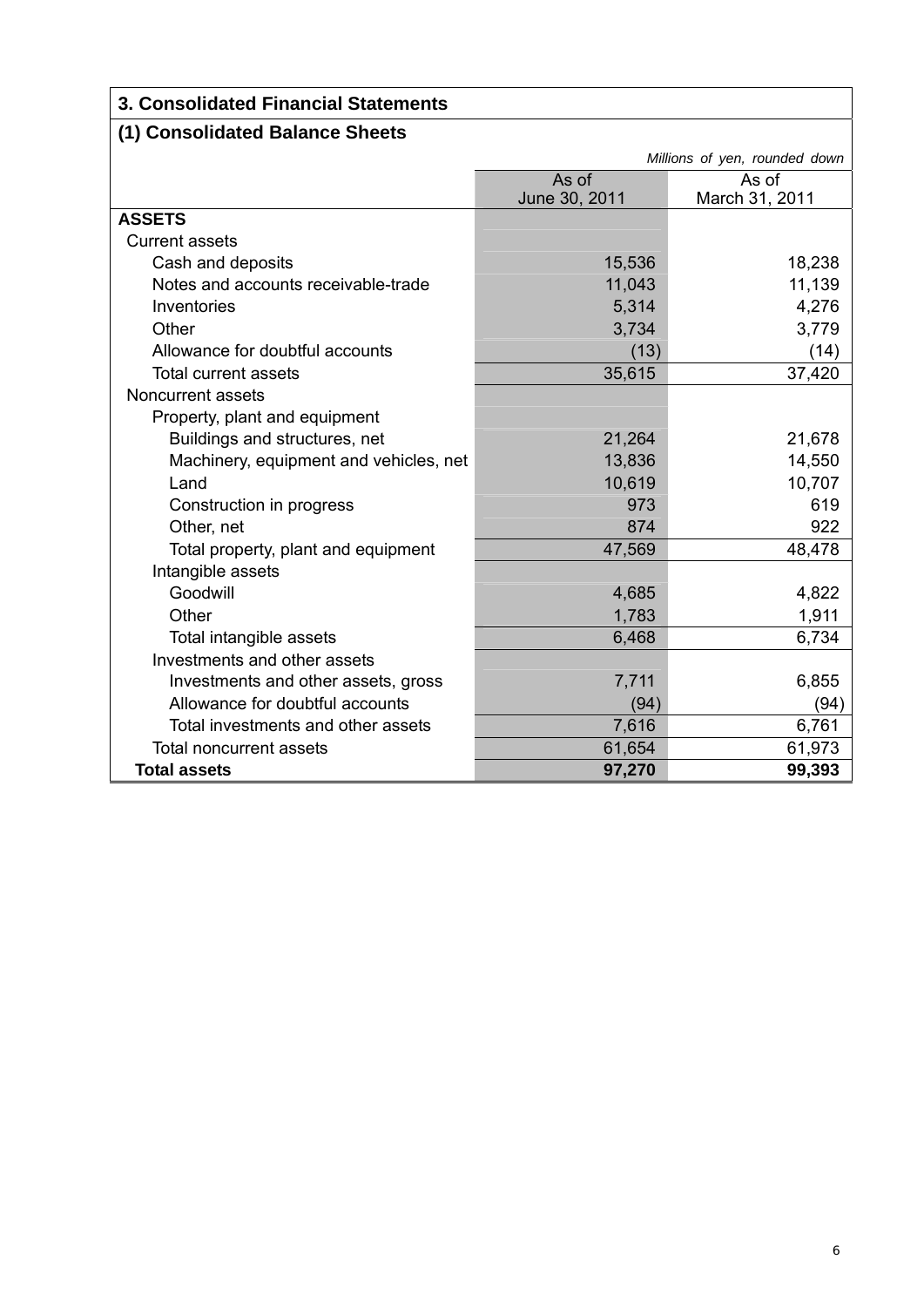## 3. Consolidated Financial Statements

### (1) Consolidated Balance Sheets

*Millions of yen, rounded down*

| | As of June 30, 2011 | As of March 31, 2011 |
|---|---|---|
| **ASSETS** | | |
| Current assets | | |
| Cash and deposits | 15,536 | 18,238 |
| Notes and accounts receivable-trade | 11,043 | 11,139 |
| Inventories | 5,314 | 4,276 |
| Other | 3,734 | 3,779 |
| Allowance for doubtful accounts | (13) | (14) |
| Total current assets | 35,615 | 37,420 |
| Noncurrent assets | | |
| Property, plant and equipment | | |
| Buildings and structures, net | 21,264 | 21,678 |
| Machinery, equipment and vehicles, net | 13,836 | 14,550 |
| Land | 10,619 | 10,707 |
| Construction in progress | 973 | 619 |
| Other, net | 874 | 922 |
| Total property, plant and equipment | 47,569 | 48,478 |
| Intangible assets | | |
| Goodwill | 4,685 | 4,822 |
| Other | 1,783 | 1,911 |
| Total intangible assets | 6,468 | 6,734 |
| Investments and other assets | | |
| Investments and other assets, gross | 7,711 | 6,855 |
| Allowance for doubtful accounts | (94) | (94) |
| Total investments and other assets | 7,616 | 6,761 |
| Total noncurrent assets | 61,654 | 61,973 |
| **Total assets** | **97,270** | **99,393** |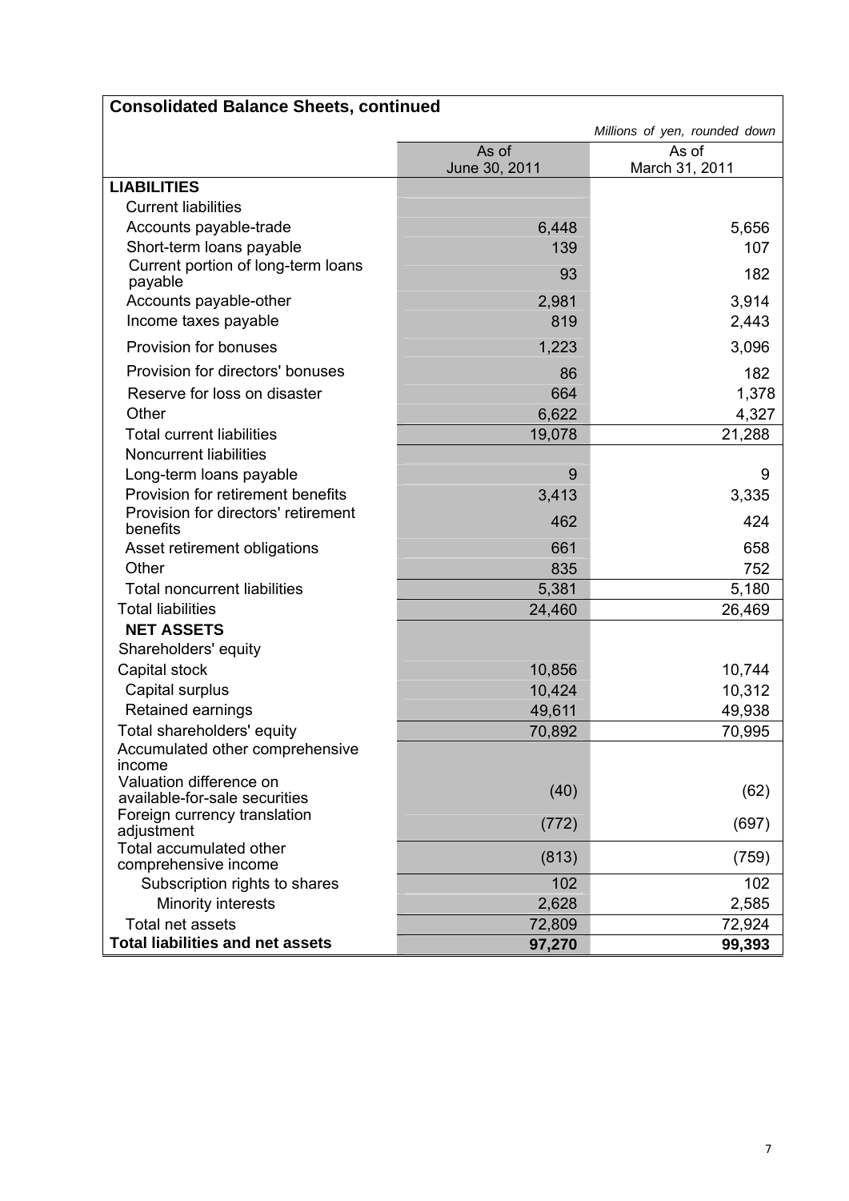## Consolidated Balance Sheets, continued

*Millions of yen, rounded down*

| | As of June 30, 2011 | As of March 31, 2011 |
|---|---|---|
| **LIABILITIES** | | |
| Current liabilities | | |
| Accounts payable-trade | 6,448 | 5,656 |
| Short-term loans payable | 139 | 107 |
| Current portion of long-term loans payable | 93 | 182 |
| Accounts payable-other | 2,981 | 3,914 |
| Income taxes payable | 819 | 2,443 |
| Provision for bonuses | 1,223 | 3,096 |
| Provision for directors' bonuses | 86 | 182 |
| Reserve for loss on disaster | 664 | 1,378 |
| Other | 6,622 | 4,327 |
| Total current liabilities | 19,078 | 21,288 |
| Noncurrent liabilities | | |
| Long-term loans payable | 9 | 9 |
| Provision for retirement benefits | 3,413 | 3,335 |
| Provision for directors' retirement benefits | 462 | 424 |
| Asset retirement obligations | 661 | 658 |
| Other | 835 | 752 |
| Total noncurrent liabilities | 5,381 | 5,180 |
| Total liabilities | 24,460 | 26,469 |
| **NET ASSETS** | | |
| Shareholders' equity | | |
| Capital stock | 10,856 | 10,744 |
| Capital surplus | 10,424 | 10,312 |
| Retained earnings | 49,611 | 49,938 |
| Total shareholders' equity | 70,892 | 70,995 |
| Accumulated other comprehensive income | | |
| Valuation difference on available-for-sale securities | (40) | (62) |
| Foreign currency translation adjustment | (772) | (697) |
| Total accumulated other comprehensive income | (813) | (759) |
| Subscription rights to shares | 102 | 102 |
| Minority interests | 2,628 | 2,585 |
| Total net assets | 72,809 | 72,924 |
| **Total liabilities and net assets** | **97,270** | **99,393** |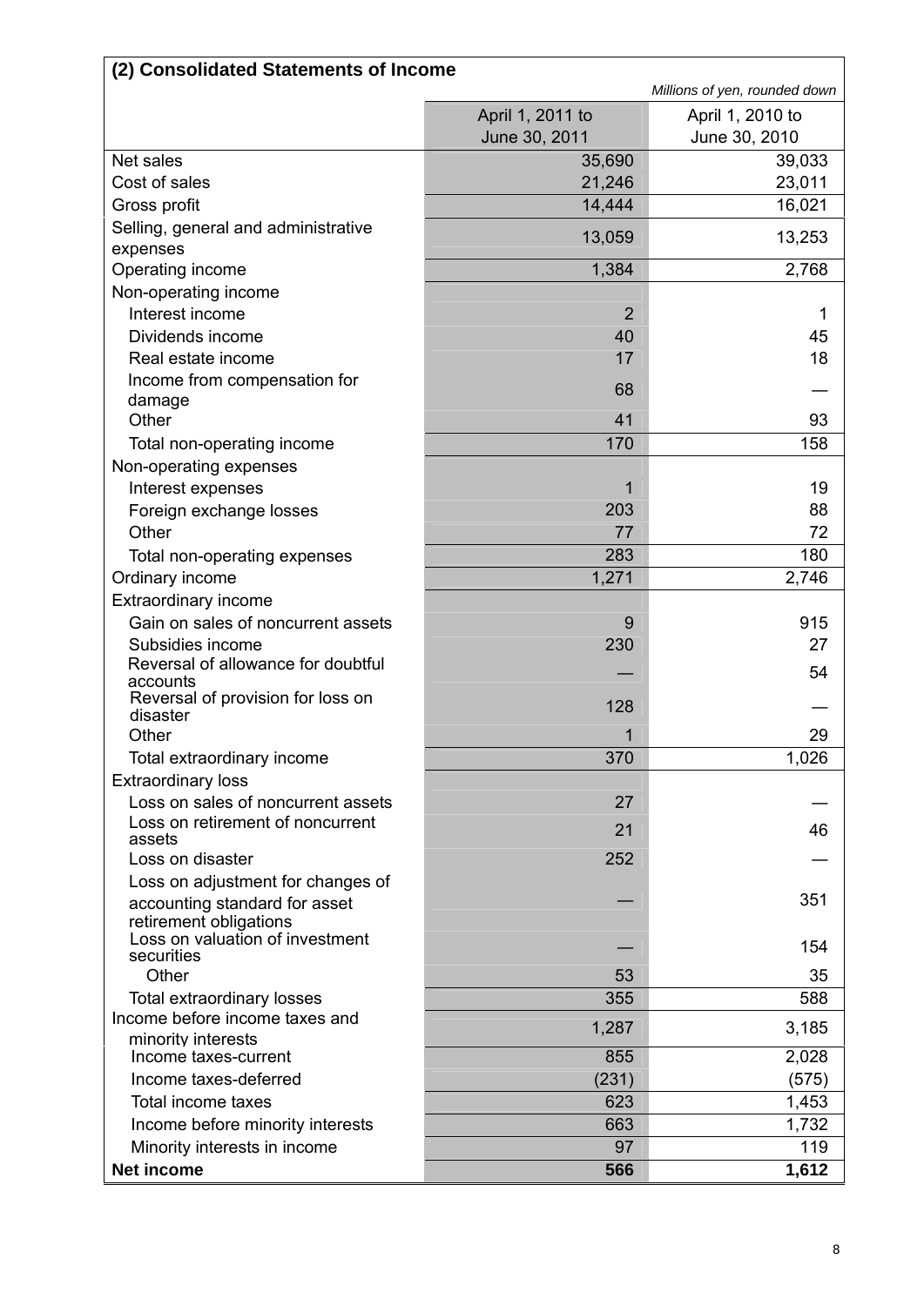## (2) Consolidated Statements of Income

*Millions of yen, rounded down*

| | April 1, 2011 to June 30, 2011 | April 1, 2010 to June 30, 2010 |
|---|---|---|
| Net sales | 35,690 | 39,033 |
| Cost of sales | 21,246 | 23,011 |
| Gross profit | 14,444 | 16,021 |
| Selling, general and administrative expenses | 13,059 | 13,253 |
| Operating income | 1,384 | 2,768 |
| Non-operating income | | |
| Interest income | 2 | 1 |
| Dividends income | 40 | 45 |
| Real estate income | 17 | 18 |
| Income from compensation for damage | 68 | — |
| Other | 41 | 93 |
| Total non-operating income | 170 | 158 |
| Non-operating expenses | | |
| Interest expenses | 1 | 19 |
| Foreign exchange losses | 203 | 88 |
| Other | 77 | 72 |
| Total non-operating expenses | 283 | 180 |
| Ordinary income | 1,271 | 2,746 |
| Extraordinary income | | |
| Gain on sales of noncurrent assets | 9 | 915 |
| Subsidies income | 230 | 27 |
| Reversal of allowance for doubtful accounts | — | 54 |
| Reversal of provision for loss on disaster | 128 | — |
| Other | 1 | 29 |
| Total extraordinary income | 370 | 1,026 |
| Extraordinary loss | | |
| Loss on sales of noncurrent assets | 27 | — |
| Loss on retirement of noncurrent assets | 21 | 46 |
| Loss on disaster | 252 | — |
| Loss on adjustment for changes of accounting standard for asset retirement obligations | — | 351 |
| Loss on valuation of investment securities | — | 154 |
| Other | 53 | 35 |
| Total extraordinary losses | 355 | 588 |
| Income before income taxes and minority interests | 1,287 | 3,185 |
| Income taxes-current | 855 | 2,028 |
| Income taxes-deferred | (231) | (575) |
| Total income taxes | 623 | 1,453 |
| Income before minority interests | 663 | 1,732 |
| Minority interests in income | 97 | 119 |
| **Net income** | **566** | **1,612** |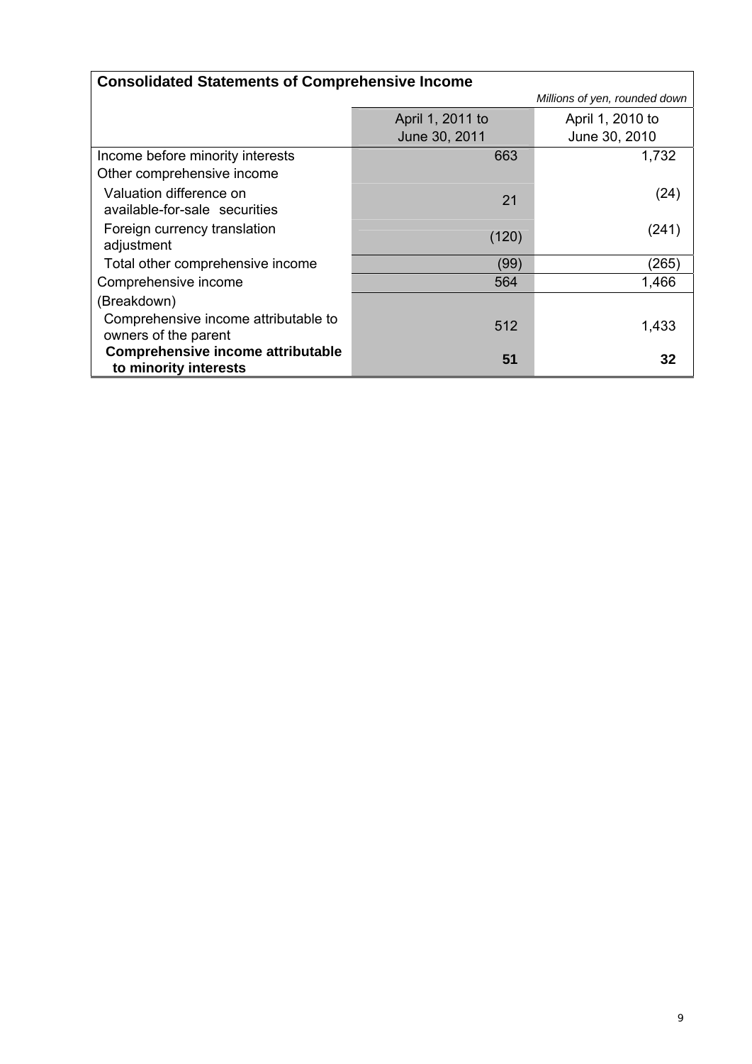## Consolidated Statements of Comprehensive Income

*Millions of yen, rounded down*

| | April 1, 2011 to June 30, 2011 | April 1, 2010 to June 30, 2010 |
|---|---|---|
| Income before minority interests | 663 | 1,732 |
| Other comprehensive income | | |
| Valuation difference on available-for-sale securities | 21 | (24) |
| Foreign currency translation adjustment | (120) | (241) |
| Total other comprehensive income | (99) | (265) |
| Comprehensive income | 564 | 1,466 |
| (Breakdown) | | |
| Comprehensive income attributable to owners of the parent | 512 | 1,433 |
| **Comprehensive income attributable to minority interests** | **51** | **32** |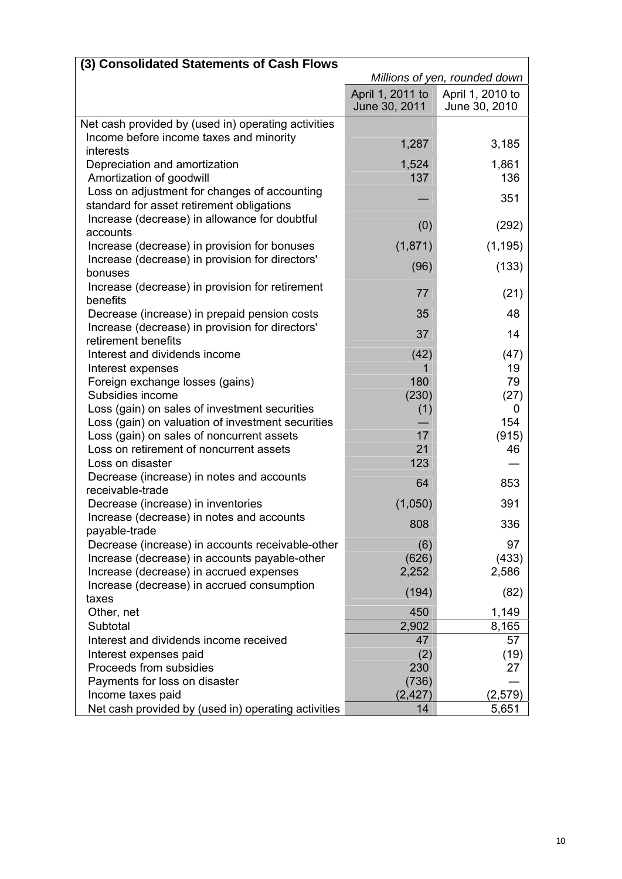### (3) Consolidated Statements of Cash Flows

*Millions of yen, rounded down*

| | April 1, 2011 to June 30, 2011 | April 1, 2010 to June 30, 2010 |
|---|---|---|
| Net cash provided by (used in) operating activities | | |
| Income before income taxes and minority interests | 1,287 | 3,185 |
| Depreciation and amortization | 1,524 | 1,861 |
| Amortization of goodwill | 137 | 136 |
| Loss on adjustment for changes of accounting standard for asset retirement obligations | — | 351 |
| Increase (decrease) in allowance for doubtful accounts | (0) | (292) |
| Increase (decrease) in provision for bonuses | (1,871) | (1,195) |
| Increase (decrease) in provision for directors' bonuses | (96) | (133) |
| Increase (decrease) in provision for retirement benefits | 77 | (21) |
| Decrease (increase) in prepaid pension costs | 35 | 48 |
| Increase (decrease) in provision for directors' retirement benefits | 37 | 14 |
| Interest and dividends income | (42) | (47) |
| Interest expenses | 1 | 19 |
| Foreign exchange losses (gains) | 180 | 79 |
| Subsidies income | (230) | (27) |
| Loss (gain) on sales of investment securities | (1) | 0 |
| Loss (gain) on valuation of investment securities | — | 154 |
| Loss (gain) on sales of noncurrent assets | 17 | (915) |
| Loss on retirement of noncurrent assets | 21 | 46 |
| Loss on disaster | 123 | — |
| Decrease (increase) in notes and accounts receivable-trade | 64 | 853 |
| Decrease (increase) in inventories | (1,050) | 391 |
| Increase (decrease) in notes and accounts payable-trade | 808 | 336 |
| Decrease (increase) in accounts receivable-other | (6) | 97 |
| Increase (decrease) in accounts payable-other | (626) | (433) |
| Increase (decrease) in accrued expenses | 2,252 | 2,586 |
| Increase (decrease) in accrued consumption taxes | (194) | (82) |
| Other, net | 450 | 1,149 |
| Subtotal | 2,902 | 8,165 |
| Interest and dividends income received | 47 | 57 |
| Interest expenses paid | (2) | (19) |
| Proceeds from subsidies | 230 | 27 |
| Payments for loss on disaster | (736) | — |
| Income taxes paid | (2,427) | (2,579) |
| Net cash provided by (used in) operating activities | 14 | 5,651 |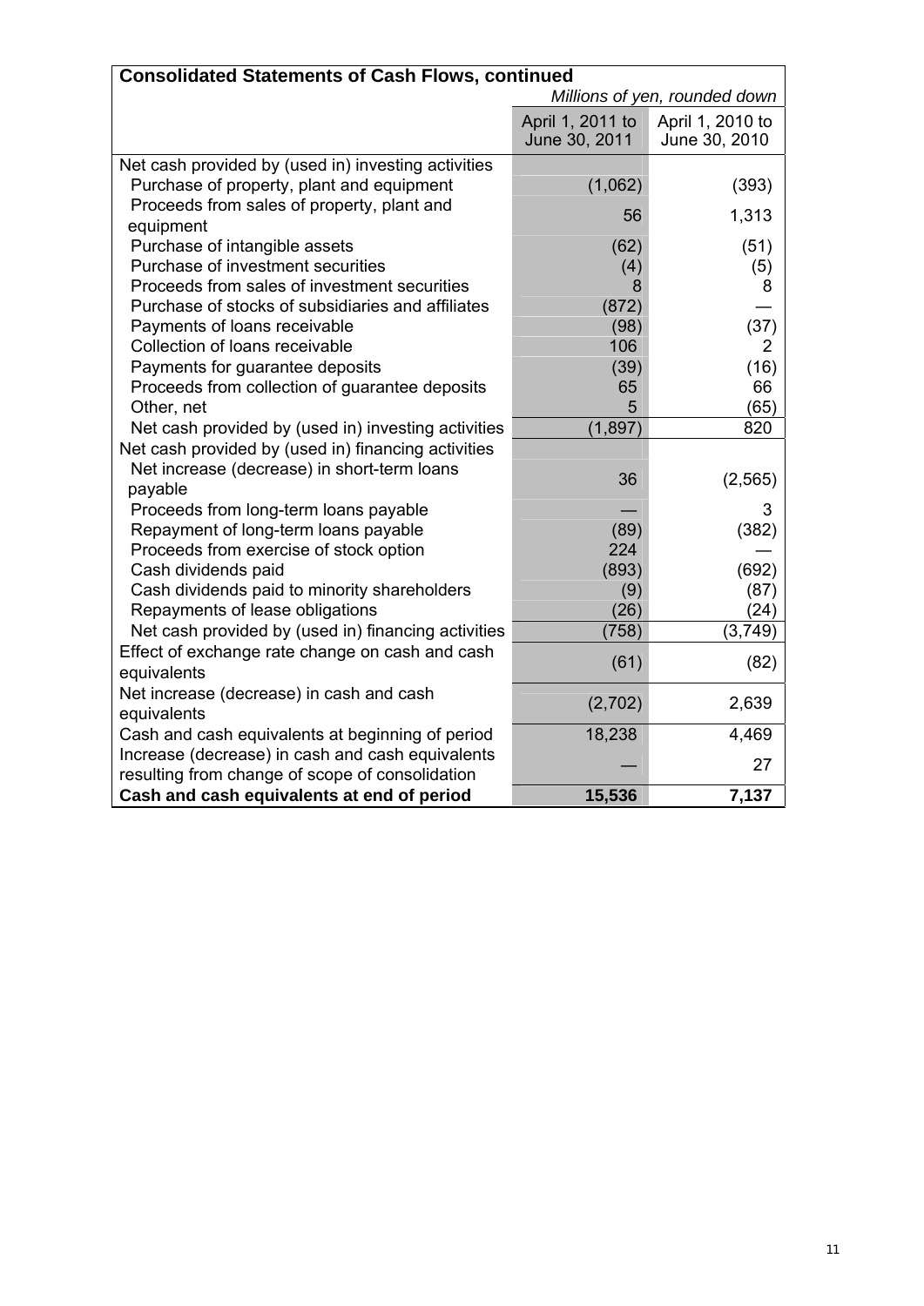| Consolidated Statements of Cash Flows, continued | | |
|---|---|---|
| | *Millions of yen, rounded down* | |
| | April 1, 2011 to June 30, 2011 | April 1, 2010 to June 30, 2010 |
| Net cash provided by (used in) investing activities | | |
| Purchase of property, plant and equipment | (1,062) | (393) |
| Proceeds from sales of property, plant and equipment | 56 | 1,313 |
| Purchase of intangible assets | (62) | (51) |
| Purchase of investment securities | (4) | (5) |
| Proceeds from sales of investment securities | 8 | 8 |
| Purchase of stocks of subsidiaries and affiliates | (872) | — |
| Payments of loans receivable | (98) | (37) |
| Collection of loans receivable | 106 | 2 |
| Payments for guarantee deposits | (39) | (16) |
| Proceeds from collection of guarantee deposits | 65 | 66 |
| Other, net | 5 | (65) |
| Net cash provided by (used in) investing activities | (1,897) | 820 |
| Net cash provided by (used in) financing activities | | |
| Net increase (decrease) in short-term loans payable | 36 | (2,565) |
| Proceeds from long-term loans payable | — | 3 |
| Repayment of long-term loans payable | (89) | (382) |
| Proceeds from exercise of stock option | 224 | — |
| Cash dividends paid | (893) | (692) |
| Cash dividends paid to minority shareholders | (9) | (87) |
| Repayments of lease obligations | (26) | (24) |
| Net cash provided by (used in) financing activities | (758) | (3,749) |
| Effect of exchange rate change on cash and cash equivalents | (61) | (82) |
| Net increase (decrease) in cash and cash equivalents | (2,702) | 2,639 |
| Cash and cash equivalents at beginning of period | 18,238 | 4,469 |
| Increase (decrease) in cash and cash equivalents resulting from change of scope of consolidation | — | 27 |
| **Cash and cash equivalents at end of period** | **15,536** | **7,137** |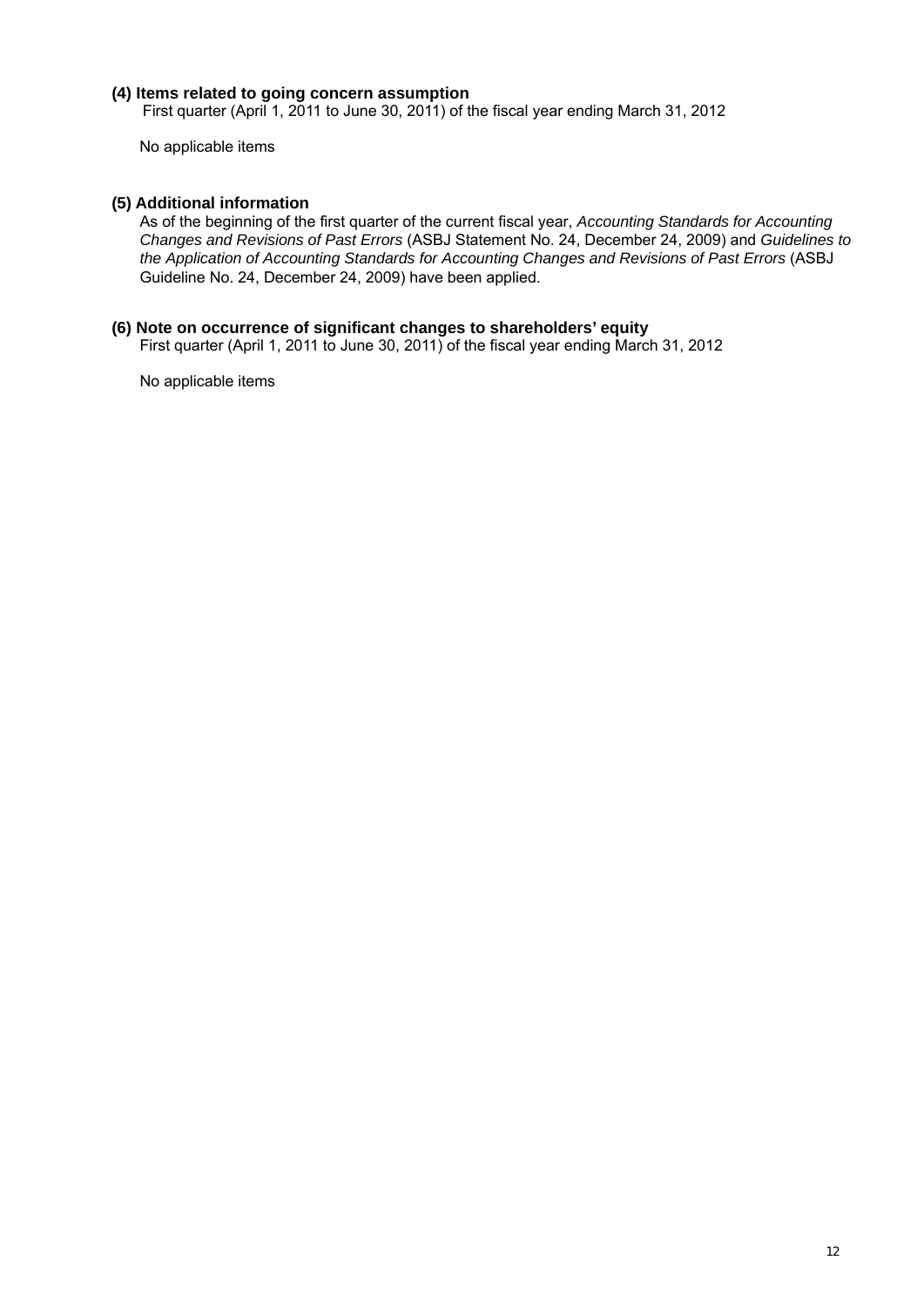### (4) Items related to going concern assumption

First quarter (April 1, 2011 to June 30, 2011) of the fiscal year ending March 31, 2012

No applicable items

### (5) Additional information

As of the beginning of the first quarter of the current fiscal year, *Accounting Standards for Accounting Changes and Revisions of Past Errors* (ASBJ Statement No. 24, December 24, 2009) and *Guidelines to the Application of Accounting Standards for Accounting Changes and Revisions of Past Errors* (ASBJ Guideline No. 24, December 24, 2009) have been applied.

### (6) Note on occurrence of significant changes to shareholders' equity

First quarter (April 1, 2011 to June 30, 2011) of the fiscal year ending March 31, 2012

No applicable items